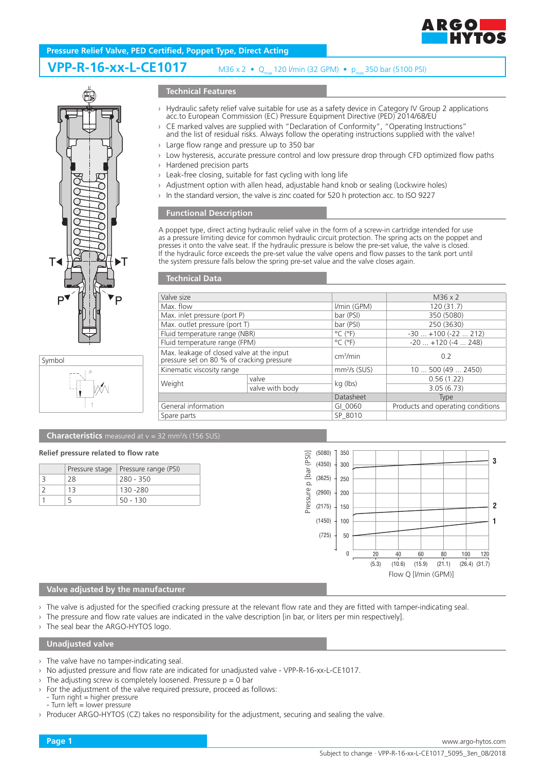Pressure Relief Valve, PED Certified, Poppet Type, Direct Acting

# VPP-R-16-xx-L-CE1017

M36 x 2 • $Q_{max}$ 120 l/min (32 GPM) • $p_{max}$ 350 bar (5100 PSI)

## Technical Features

- Hydraulic safety relief valve suitable for use as a safety device in Category IV Group 2 applications acc.to European Commission (EC) Pressure Equipment Directive (PED) 2014/68/EU
- CE marked valves are supplied with "Declaration of Conformity", "Operating Instructions" and the list of residual risks. Always follow the operating instructions supplied with the valve!
- Large flow range and pressure up to 350 bar
- Low hysteresis, accurate pressure control and low pressure drop through CFD optimized flow paths
- Hardened precision parts
- Leak-free closing, suitable for fast cycling with long life
- Adjustment option with allen head, adjustable hand knob or sealing (Lockwire holes)
- In the standard version, the valve is zinc coated for 520 h protection acc. to ISO 9227

## Functional Description

A poppet type, direct acting hydraulic relief valve in the form of a screw-in cartridge intended for use as a pressure limiting device for common hydraulic circuit protection. The spring acts on the poppet and presses it onto the valve seat. If the hydraulic pressure is below the pre-set value, the valve is closed. If the hydraulic force exceeds the pre-set value the valve opens and flow passes to the tank port until the system pressure falls below the spring pre-set value and the valve closes again.

Symbol

## Technical Data

| Valve size | | | M36 x 2 |
|---|---|---|---|
| Max. flow | | l/min (GPM) | 120 (31.7) |
| Max. inlet pressure (port P) | | bar (PSI) | 350 (5080) |
| Max. outlet pressure (port T) | | bar (PSI) | 250 (3630) |
| Fluid temperature range (NBR) | | °C (°F) | -30 ... +100 (-22 ... 212) |
| Fluid temperature range (FPM) | | °C (°F) | -20 ... +120 (-4 ... 248) |
| Max. leakage of closed valve at the input pressure set on 80 % of cracking pressure | | cm³/min | 0.2 |
| Kinematic viscosity range | | mm²/s (SUS) | 10 ... 500 (49 ... 2450) |
| Weight | valve | kg (lbs) | 0.56 (1.22) |
| | valve with body | | 3.05 (6.73) |
| | | Datasheet | Type |
| General information | | GI_0060 | Products and operating conditions |
| Spare parts | | SP_8010 | |

## Characteristics measured at ν = 32 mm²/s (156 SUS)

**Relief pressure related to flow rate**

| | Pressure stage | Pressure range (PSI) |
|---|---|---|
| 3 | 28 | 280 - 350 |
| 2 | 13 | 130 -280 |
| 1 | 5 | 50 - 130 |

## Valve adjusted by the manufacturer

- The valve is adjusted for the specified cracking pressure at the relevant flow rate and they are fitted with tamper-indicating seal.
- The pressure and flow rate values are indicated in the valve description [in bar, or liters per min respectively].
- The seal bear the ARGO-HYTOS logo.

## Unadjusted valve

- The valve have no tamper-indicating seal.
- No adjusted pressure and flow rate are indicated for unadjusted valve - VPP-R-16-xx-L-CE1017.
- The adjusting screw is completely loosened. Pressure p = 0 bar
- For the adjustment of the valve required pressure, proceed as follows:
  - Turn right = higher pressure
  - Turn left = lower pressure
- Producer ARGO-HYTOS (CZ) takes no responsibility for the adjustment, securing and sealing the valve.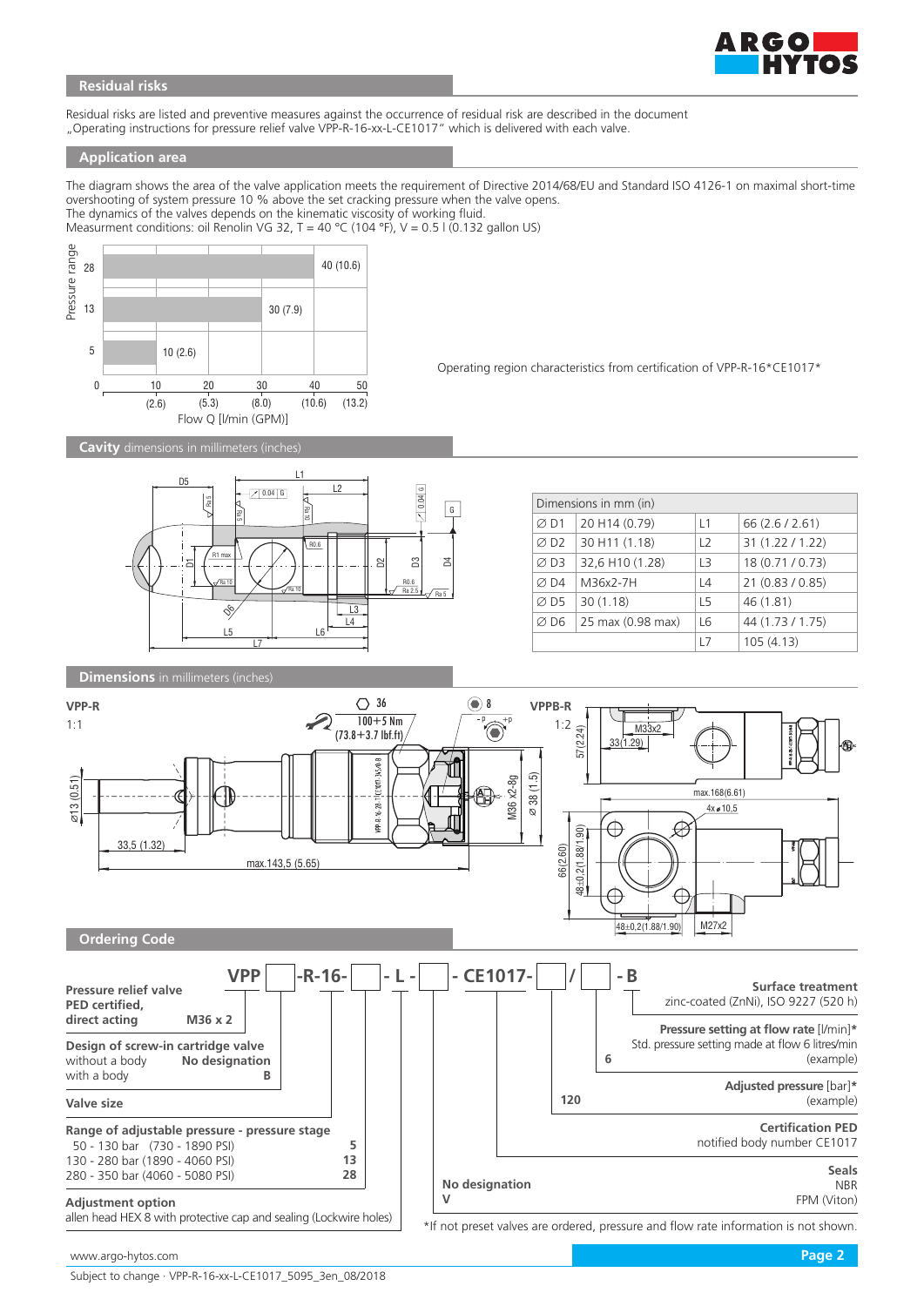## Residual risks

Residual risks are listed and preventive measures against the occurrence of residual risk are described in the document „Operating instructions for pressure relief valve VPP-R-16-xx-L-CE1017“ which is delivered with each valve.

## Application area

The diagram shows the area of the valve application meets the requirement of Directive 2014/68/EU and Standard ISO 4126-1 on maximal short-time overshooting of system pressure 10 % above the set cracking pressure when the valve opens.
The dynamics of the valves depends on the kinematic viscosity of working fluid.
Measurment conditions: oil Renolin VG 32, T = 40 °C (104 °F), V = 0.5 l (0.132 gallon US)

Pressure range
28
13
5
0
40 (10.6)
30 (7.9)
10 (2.6)
10 (2.6)
20 (5.3)
30 (8.0)
40 (10.6)
50 (13.2)
Flow Q [l/min (GPM)]

Operating region characteristics from certification of VPP-R-16*CE1017*

## Cavity dimensions in millimeters (inches)

| Dimensions in mm (in) | | | |
|---|---|---|---|
| ∅ D1 | 20 H14 (0.79) | L1 | 66 (2.6 / 2.61) |
| ∅ D2 | 30 H11 (1.18) | L2 | 31 (1.22 / 1.22) |
| ∅ D3 | 32,6 H10 (1.28) | L3 | 18 (0.71 / 0.73) |
| ∅ D4 | M36x2-7H | L4 | 21 (0.83 / 0.85) |
| ∅ D5 | 30 (1.18) | L5 | 46 (1.81) |
| ∅ D6 | 25 max (0.98 max) | L6 | 44 (1.73 / 1.75) |
| | | L7 | 105 (4.13) |

## Dimensions in millimeters (inches)

**VPP-R**
1:1

36
100+5 Nm
(73.8+3.7 lbf.ft)
8
∅13 (0.51)
33,5 (1.32)
max.143,5 (5.65)
M36 x2-8g
∅ 38 (1.5)

**VPPB-R**
1:2

M33x2
33(1.29)
57(2.24)
max.168(6.61)
4x ∅10,5
66(2.60)
48±0.2(1.88/1.90)
48±0.2(1.88/1.90)
M27x2

## Ordering Code

**VPP** [ ] **-R-16-** [ ] **- L -** [ ] **- CE1017-** [ ] **/** [ ] **- B**

**Pressure relief valve PED certified, direct acting** — **M36 x 2**

**Design of screw-in cartridge valve**
- without a body — **No designation**
- with a body — **B**

**Valve size**

**Range of adjustable pressure - pressure stage**
- 50 - 130 bar (730 - 1890 PSI) — **5**
- 130 - 280 bar (1890 - 4060 PSI) — **13**
- 280 - 350 bar (4060 - 5080 PSI) — **28**

**Adjustment option**
allen head HEX 8 with protective cap and sealing (Lockwire holes)

**Surface treatment**
zinc-coated (ZnNi), ISO 9227 (520 h)

**Pressure setting at flow rate** [l/min]*
Std. pressure setting made at flow 6 litres/min
**6** (example)

**Adjusted pressure** [bar]*
**120** (example)

**Certification PED**
notified body number CE1017

**Seals**
- **No designation** — NBR
- **V** — FPM (Viton)

*If not preset valves are ordered, pressure and flow rate information is not shown.

www.argo-hytos.com
Subject to change · VPP-R-16-xx-L-CE1017_5095_3en_08/2018